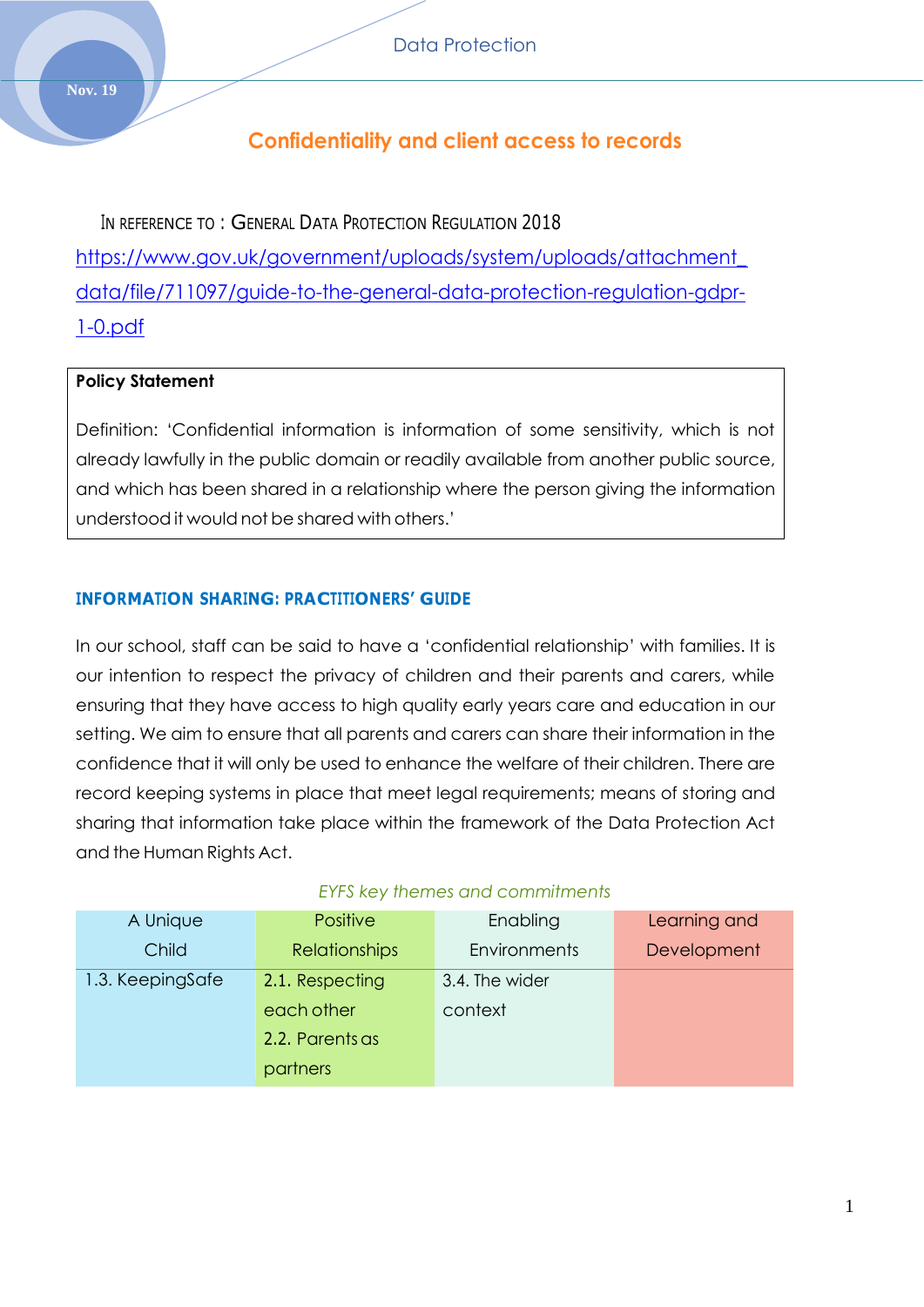# Confidentiality and client access to records

IN REFERENCE TO : GENERAL DATA PROTECTION REGULATION 2018

https://www.gov.uk/government/uploads/system/uploads/attachment_data/file/711097/guide-to-the-general-data-protection-regulation-gdpr-1-0.pdf

**Policy Statement**

Definition: 'Confidential information is information of some sensitivity, which is not already lawfully in the public domain or readily available from another public source, and which has been shared in a relationship where the person giving the information understood it would not be shared with others.'

## INFORMATION SHARING: PRACTITIONERS' GUIDE

In our school, staff can be said to have a 'confidential relationship' with families. It is our intention to respect the privacy of children and their parents and carers, while ensuring that they have access to high quality early years care and education in our setting. We aim to ensure that all parents and carers can share their information in the confidence that it will only be used to enhance the welfare of their children. There are record keeping systems in place that meet legal requirements; means of storing and sharing that information take place within the framework of the Data Protection Act and the Human Rights Act.

*EYFS key themes and commitments*

| A Unique Child | Positive Relationships | Enabling Environments | Learning and Development |
|---|---|---|---|
| 1.3. KeepingSafe | 2.1. Respecting each other<br>2.2. Parents as partners | 3.4. The wider context | |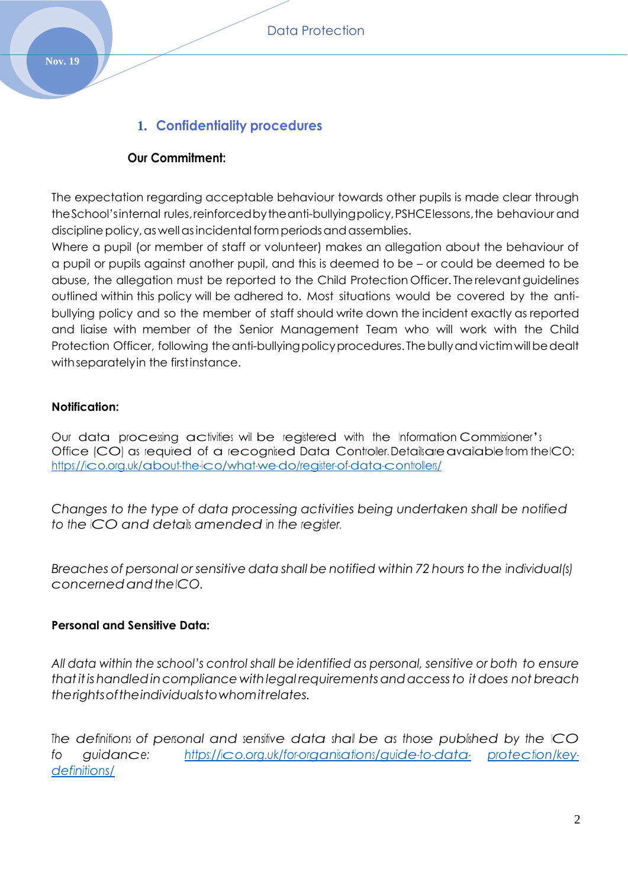## 1. Confidentiality procedures

**Our Commitment:**

The expectation regarding acceptable behaviour towards other pupils is made clear through the School's internal rules, reinforced by the anti-bullying policy, PSHCE lessons, the behaviour and discipline policy, as well as incidental form periods and assemblies.
Where a pupil (or member of staff or volunteer) makes an allegation about the behaviour of a pupil or pupils against another pupil, and this is deemed to be – or could be deemed to be abuse, the allegation must be reported to the Child Protection Officer. The relevant guidelines outlined within this policy will be adhered to. Most situations would be covered by the anti-bullying policy and so the member of staff should write down the incident exactly as reported and liaise with member of the Senior Management Team who will work with the Child Protection Officer, following the anti-bullying policy procedures. The bully and victim will be dealt with separately in the first instance.

**Notification:**

Our data processing activities will be registered with the Information Commissioner's Office (ICO) as required of a recognised Data Controller. Details are available from the ICO: https://ico.org.uk/about-the-ico/what-we-do/register-of-data-controllers/

*Changes to the type of data processing activities being undertaken shall be notified to the ICO and details amended in the register.*

*Breaches of personal or sensitive data shall be notified within 72 hours to the individual(s) concerned and the ICO.*

**Personal and Sensitive Data:**

*All data within the school's control shall be identified as personal, sensitive or both to ensure that it is handled in compliance with legal requirements and access to it does not breach the rights of the individuals to whom it relates.*

*The definitions of personal and sensitive data shall be as those published by the ICO fo guidance: https://ico.org.uk/for-organisations/guide-to-data- protection/key-definitions/*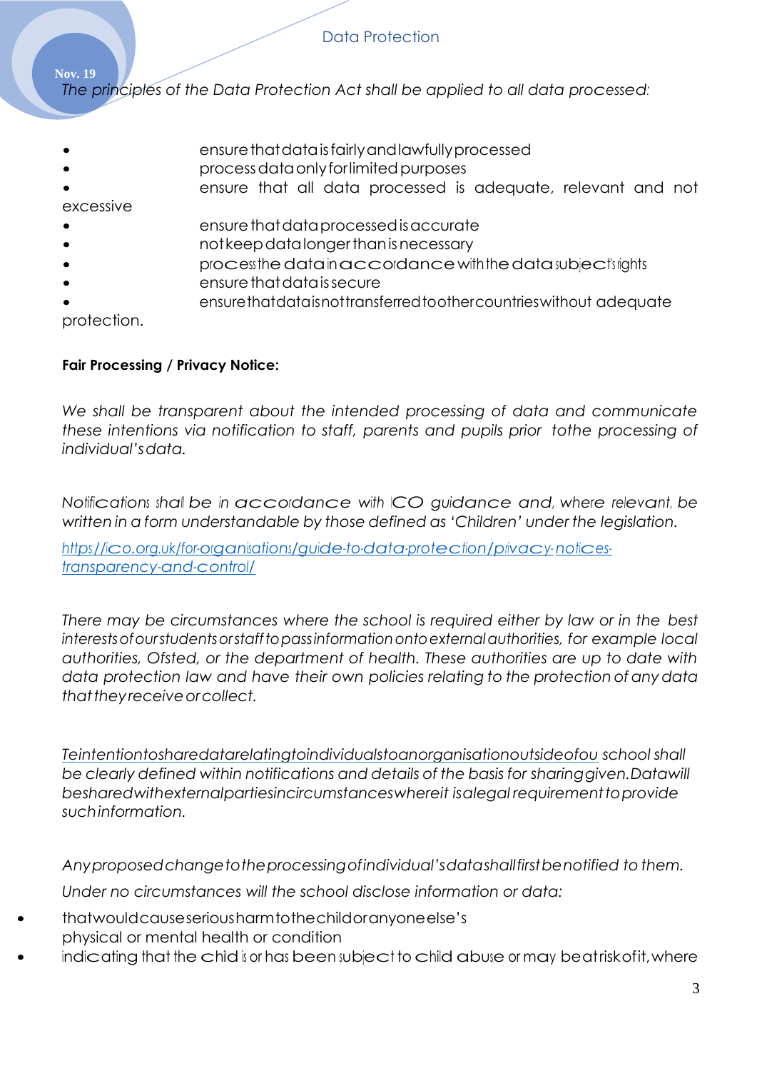*The principles of the Data Protection Act shall be applied to all data processed:*

- ensure that data is fairly and lawfully processed
- process data only for limited purposes
- ensure that all data processed is adequate, relevant and not excessive
- ensure that data processed is accurate
- not keep data longer than is necessary
- process the data in accordance with the data subject's rights
- ensure that data is secure
- ensure that data is not transferred to other countries without adequate protection.

**Fair Processing / Privacy Notice:**

*We shall be transparent about the intended processing of data and communicate these intentions via notification to staff, parents and pupils prior tothe processing of individual's data.*

*Notifications shall be in accordance with ICO guidance and, where relevant, be written in a form understandable by those defined as 'Children' under the legislation.*

*[https://ico.org.uk/for-organisations/guide-to-data-protection/privacy-notices-transparency-and-control/](https://ico.org.uk/for-organisations/guide-to-data-protection/privacy-notices-transparency-and-control/)*

*There may be circumstances where the school is required either by law or in the best interests of our students or staff to pass information onto external authorities, for example local authorities, Ofsted, or the department of health. These authorities are up to date with data protection law and have their own policies relating to the protection of any data that they receive or collect.*

*Te intention to share data relating to individuals to an organisation outside of ou school shall be clearly defined within notifications and details of the basis for sharing given. Data will be shared with external parties in circumstances where it is a legal requirement to provide such information.*

*Any proposed change to the processing of individual's data shall first be notified to them.*

*Under no circumstances will the school disclose information or data:*

- that would cause serious harm to the child or anyone else's physical or mental health or condition
- indicating that the child is or has been subject to child abuse or may be at risk of it, where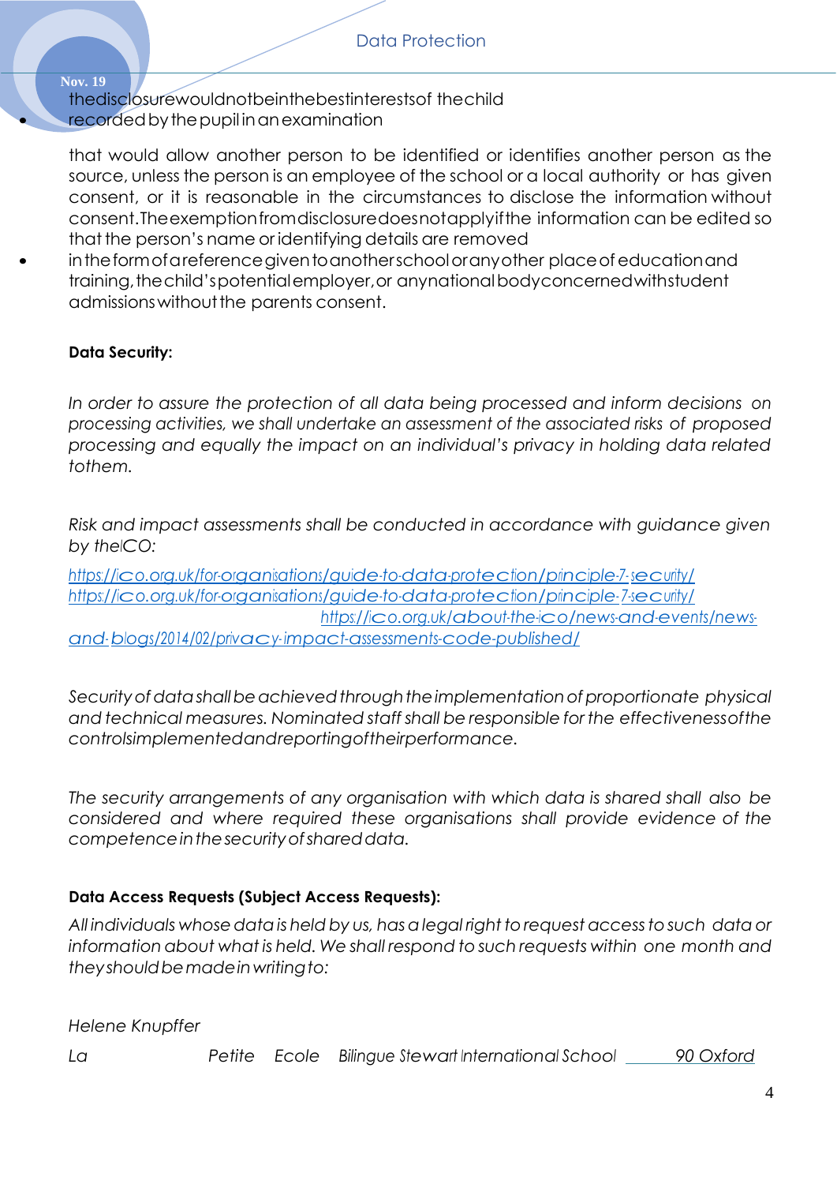- the disclosure would not be in the best interests of the child
- recorded by the pupil in an examination

that would allow another person to be identified or identifies another person as the source, unless the person is an employee of the school or a local authority or has given consent, or it is reasonable in the circumstances to disclose the information without consent. The exemption from disclosure does not apply if the information can be edited so that the person's name or identifying details are removed

- in the form of a reference given to another school or any other place of education and training, the child's potential employer, or any national body concerned with student admissions without the parents consent.

**Data Security:**

*In order to assure the protection of all data being processed and inform decisions on processing activities, we shall undertake an assessment of the associated risks of proposed processing and equally the impact on an individual's privacy in holding data related to them.*

*Risk and impact assessments shall be conducted in accordance with guidance given by the ICO:*

[https://ico.org.uk/for-organisations/guide-to-data-protection/principle-7-security/](https://ico.org.uk/for-organisations/guide-to-data-protection/principle-7-security/)
[https://ico.org.uk/for-organisations/guide-to-data-protection/principle-7-security/](https://ico.org.uk/for-organisations/guide-to-data-protection/principle-7-security/)
[https://ico.org.uk/about-the-ico/news-and-events/news-and-blogs/2014/02/privacy-impact-assessments-code-published/](https://ico.org.uk/about-the-ico/news-and-events/news-and-blogs/2014/02/privacy-impact-assessments-code-published/)

*Security of data shall be achieved through the implementation of proportionate physical and technical measures. Nominated staff shall be responsible for the effectiveness of the controls implemented and reporting of their performance.*

*The security arrangements of any organisation with which data is shared shall also be considered and where required these organisations shall provide evidence of the competence in the security of shared data.*

**Data Access Requests (Subject Access Requests):**

*All individuals whose data is held by us, has a legal right to request access to such data or information about what is held. We shall respond to such requests within one month and they should be made in writing to:*

*Helene Knupffer*

*La Petite Ecole Bilingue Stewart International School* *90 Oxford*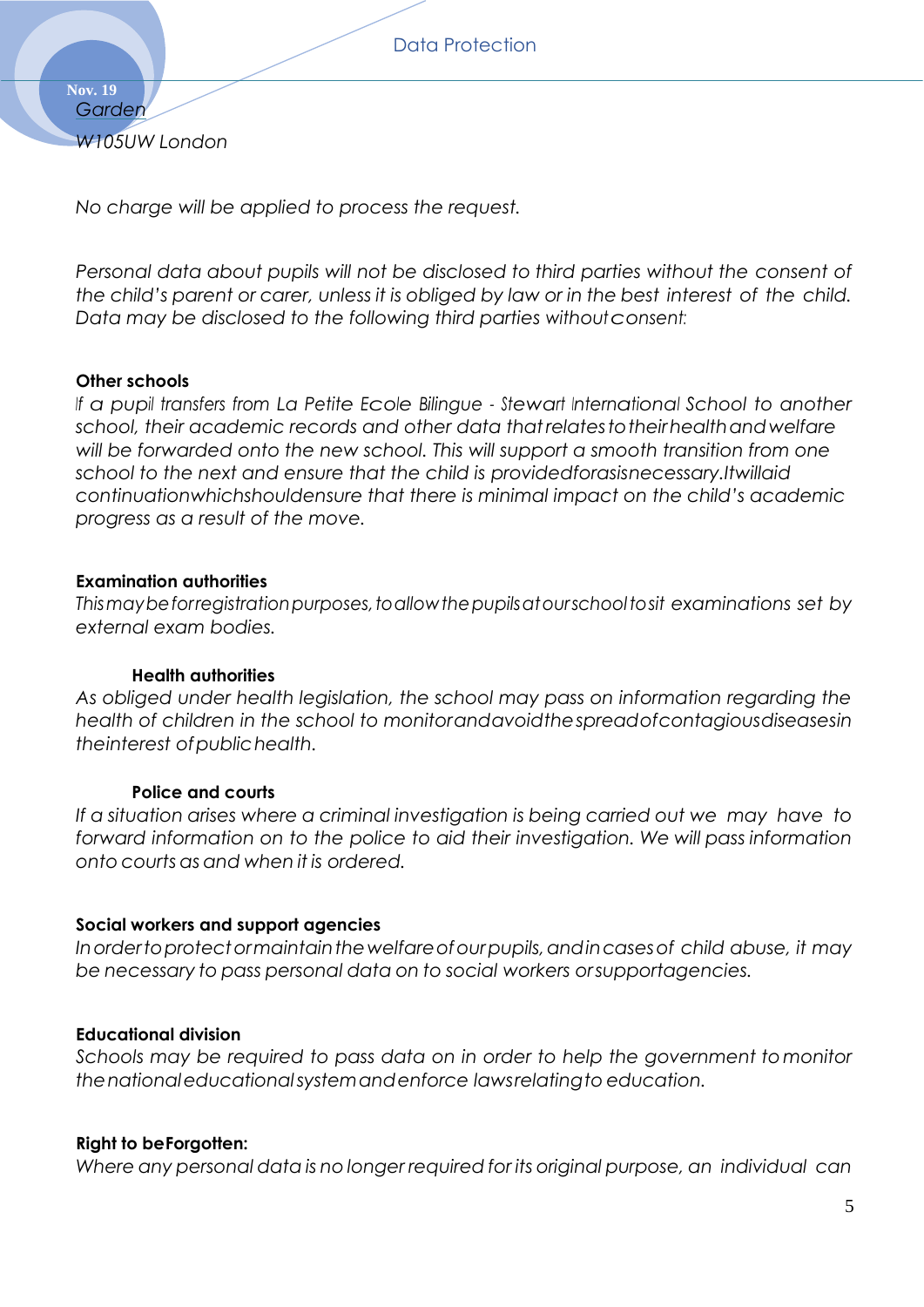*Garden*

*W105UW London*

*No charge will be applied to process the request.*

*Personal data about pupils will not be disclosed to third parties without the consent of the child's parent or carer, unless it is obliged by law or in the best interest of the child. Data may be disclosed to the following third parties without consent:*

**Other schools**

*If a pupil transfers from La Petite Ecole Bilingue - Stewart International School to another school, their academic records and other data that relates to their health and welfare will be forwarded onto the new school. This will support a smooth transition from one school to the next and ensure that the child is provided for as is necessary. It will aid continuation which should ensure that there is minimal impact on the child's academic progress as a result of the move.*

**Examination authorities**

*This may be for registration purposes, to allow the pupils at our school to sit examinations set by external exam bodies.*

**Health authorities**

*As obliged under health legislation, the school may pass on information regarding the health of children in the school to monitor and avoid the spread of contagious diseases in the interest of public health.*

**Police and courts**

*If a situation arises where a criminal investigation is being carried out we may have to forward information on to the police to aid their investigation. We will pass information onto courts as and when it is ordered.*

**Social workers and support agencies**

*In order to protect or maintain the welfare of our pupils, and in cases of child abuse, it may be necessary to pass personal data on to social workers or support agencies.*

**Educational division**

*Schools may be required to pass data on in order to help the government to monitor the national educational system and enforce laws relating to education.*

**Right to be Forgotten:**

*Where any personal data is no longer required for its original purpose, an individual can*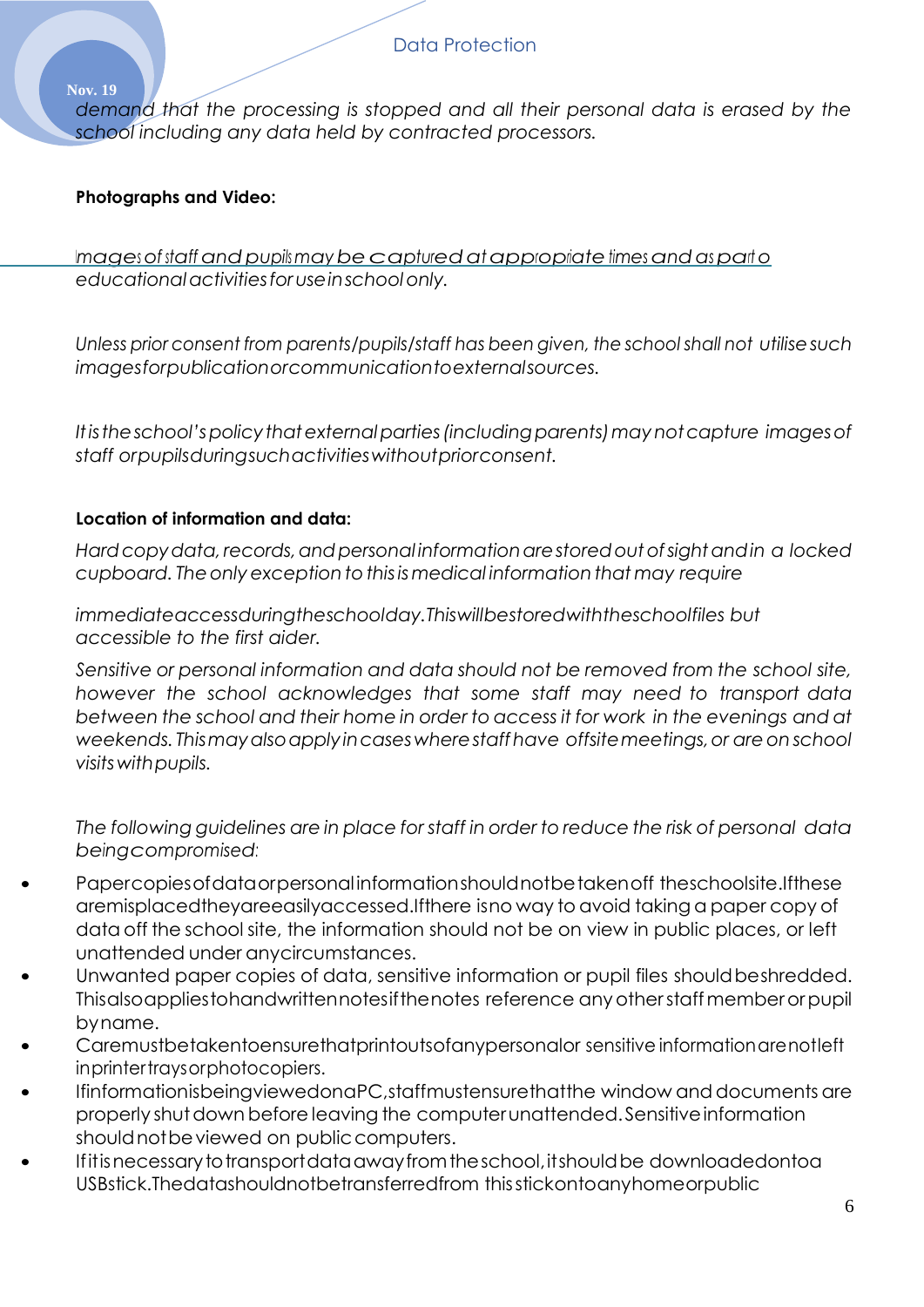*demand that the processing is stopped and all their personal data is erased by the school including any data held by contracted processors.*

**Photographs and Video:**

*Images of staff and pupils may be captured at appropriate times and as part o educational activities for use in school only.*

*Unless prior consent from parents/pupils/staff has been given, the school shall not utilise such images for publication or communication to external sources.*

*It is the school's policy that external parties (including parents) may not capture images of staff or pupils during such activities without prior consent.*

**Location of information and data:**

*Hard copy data, records, and personal information are stored out of sight and in a locked cupboard. The only exception to this is medical information that may require*

*immediate access during the school day. This will be stored with the school files but accessible to the first aider.*

*Sensitive or personal information and data should not be removed from the school site, however the school acknowledges that some staff may need to transport data between the school and their home in order to access it for work in the evenings and at weekends. This may also apply in cases where staff have offsite meetings, or are on school visits with pupils.*

*The following guidelines are in place for staff in order to reduce the risk of personal data being compromised:*

- Paper copies of data or personal information should not be taken off the school site. If these are misplaced they are easily accessed. If there is no way to avoid taking a paper copy of data off the school site, the information should not be on view in public places, or left unattended under any circumstances.
- Unwanted paper copies of data, sensitive information or pupil files should be shredded. This also applies to handwritten notes if the notes reference any other staff member or pupil by name.
- Care must be taken to ensure that printouts of any personal or sensitive information are not left in printer trays or photocopiers.
- If information is being viewed on a PC, staff must ensure that the window and documents are properly shut down before leaving the computer unattended. Sensitive information should not be viewed on public computers.
- If it is necessary to transport data away from the school, it should be downloaded onto a USB stick. The data should not be transferred from this stick onto any home or public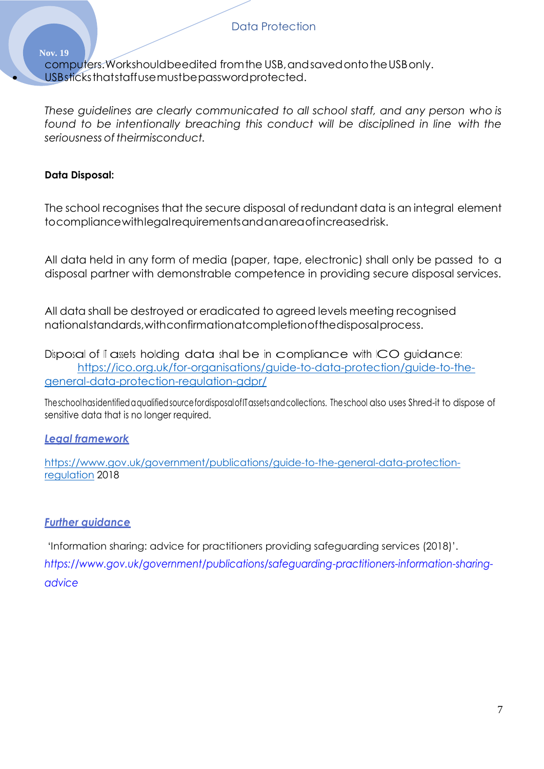computers. Work should be edited from the USB, and saved onto the USB only.

- USB sticks that staff use must be password protected.

*These guidelines are clearly communicated to all school staff, and any person who is found to be intentionally breaching this conduct will be disciplined in line with the seriousness of their misconduct.*

**Data Disposal:**

The school recognises that the secure disposal of redundant data is an integral element to compliance with legal requirements and an area of increased risk.

All data held in any form of media (paper, tape, electronic) shall only be passed to a disposal partner with demonstrable competence in providing secure disposal services.

All data shall be destroyed or eradicated to agreed levels meeting recognised national standards, with confirmation at completion of the disposal process.

Disposal of IT assets holding data shall be in compliance with ICO guidance: https://ico.org.uk/for-organisations/guide-to-data-protection/guide-to-the-general-data-protection-regulation-gdpr/

The school has identified a qualified source for disposal of IT assets and collections. The school also uses Shred-it to dispose of sensitive data that is no longer required.

***Legal framework***

https://www.gov.uk/government/publications/guide-to-the-general-data-protection-regulation 2018

***Further guidance***

'Information sharing: advice for practitioners providing safeguarding services (2018)'.

*https://www.gov.uk/government/publications/safeguarding-practitioners-information-sharing-advice*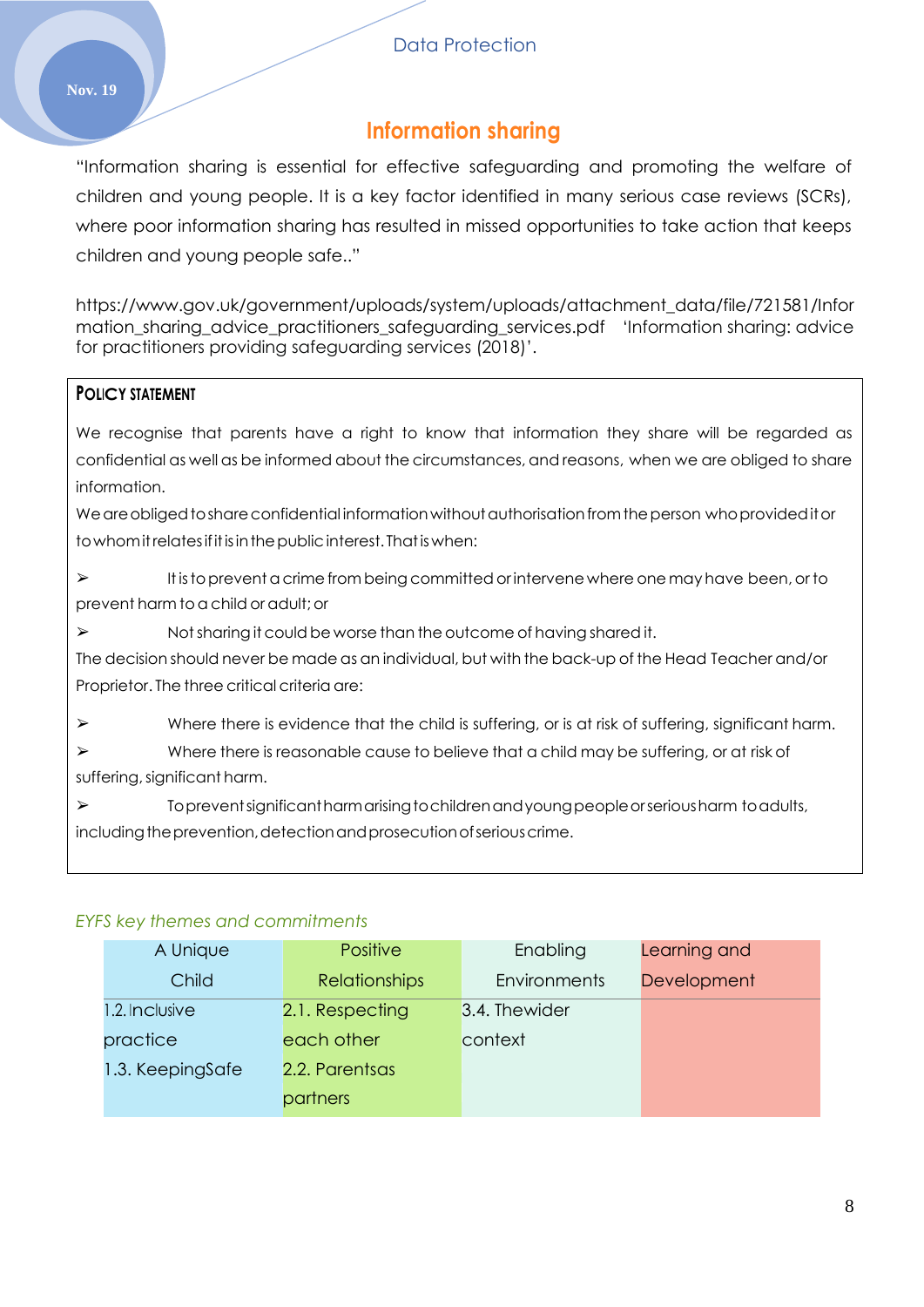## Information sharing

"Information sharing is essential for effective safeguarding and promoting the welfare of children and young people. It is a key factor identified in many serious case reviews (SCRs), where poor information sharing has resulted in missed opportunities to take action that keeps children and young people safe.."

https://www.gov.uk/government/uploads/system/uploads/attachment_data/file/721581/Information_sharing_advice_practitioners_safeguarding_services.pdf 'Information sharing: advice for practitioners providing safeguarding services (2018)'.

**POLICY STATEMENT**

We recognise that parents have a right to know that information they share will be regarded as confidential as well as be informed about the circumstances, and reasons, when we are obliged to share information.

We are obliged to share confidential information without authorisation from the person who provided it or to whom it relates if it is in the public interest. That is when:

- It is to prevent a crime from being committed or intervene where one may have been, or to prevent harm to a child or adult; or
- Not sharing it could be worse than the outcome of having shared it.

The decision should never be made as an individual, but with the back-up of the Head Teacher and/or Proprietor. The three critical criteria are:

- Where there is evidence that the child is suffering, or is at risk of suffering, significant harm.
- Where there is reasonable cause to believe that a child may be suffering, or at risk of suffering, significant harm.
- To prevent significant harm arising to children and young people or serious harm to adults, including the prevention, detection and prosecution of serious crime.

*EYFS key themes and commitments*

| A Unique Child | Positive Relationships | Enabling Environments | Learning and Development |
|---|---|---|---|
| 1.2. Inclusive practice<br>1.3. KeepingSafe | 2.1. Respecting each other<br>2.2. Parentsas partners | 3.4. Thewider context | |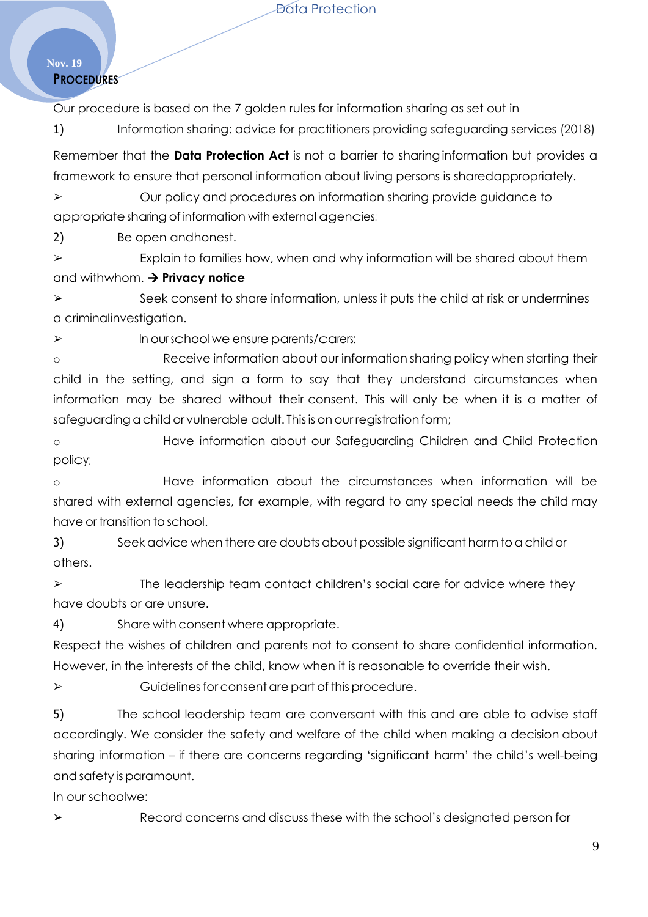## PROCEDURES

Our procedure is based on the 7 golden rules for information sharing as set out in

1) Information sharing: advice for practitioners providing safeguarding services (2018)

Remember that the **Data Protection Act** is not a barrier to sharing information but provides a framework to ensure that personal information about living persons is shared appropriately.

- Our policy and procedures on information sharing provide guidance to appropriate sharing of information with external agencies:

2) Be open and honest.

- Explain to families how, when and why information will be shared about them and with whom. → **Privacy notice**
- Seek consent to share information, unless it puts the child at risk or undermines a criminal investigation.
- In our school we ensure parents/carers:
  - Receive information about our information sharing policy when starting their child in the setting, and sign a form to say that they understand circumstances when information may be shared without their consent. This will only be when it is a matter of safeguarding a child or vulnerable adult. This is on our registration form;
  - Have information about our Safeguarding Children and Child Protection policy;
  - Have information about the circumstances when information will be shared with external agencies, for example, with regard to any special needs the child may have or transition to school.

3) Seek advice when there are doubts about possible significant harm to a child or others.

- The leadership team contact children's social care for advice where they have doubts or are unsure.

4) Share with consent where appropriate.

Respect the wishes of children and parents not to consent to share confidential information. However, in the interests of the child, know when it is reasonable to override their wish.

- Guidelines for consent are part of this procedure.

5) The school leadership team are conversant with this and are able to advise staff accordingly. We consider the safety and welfare of the child when making a decision about sharing information – if there are concerns regarding 'significant harm' the child's well-being and safety is paramount.

In our school we:

- Record concerns and discuss these with the school's designated person for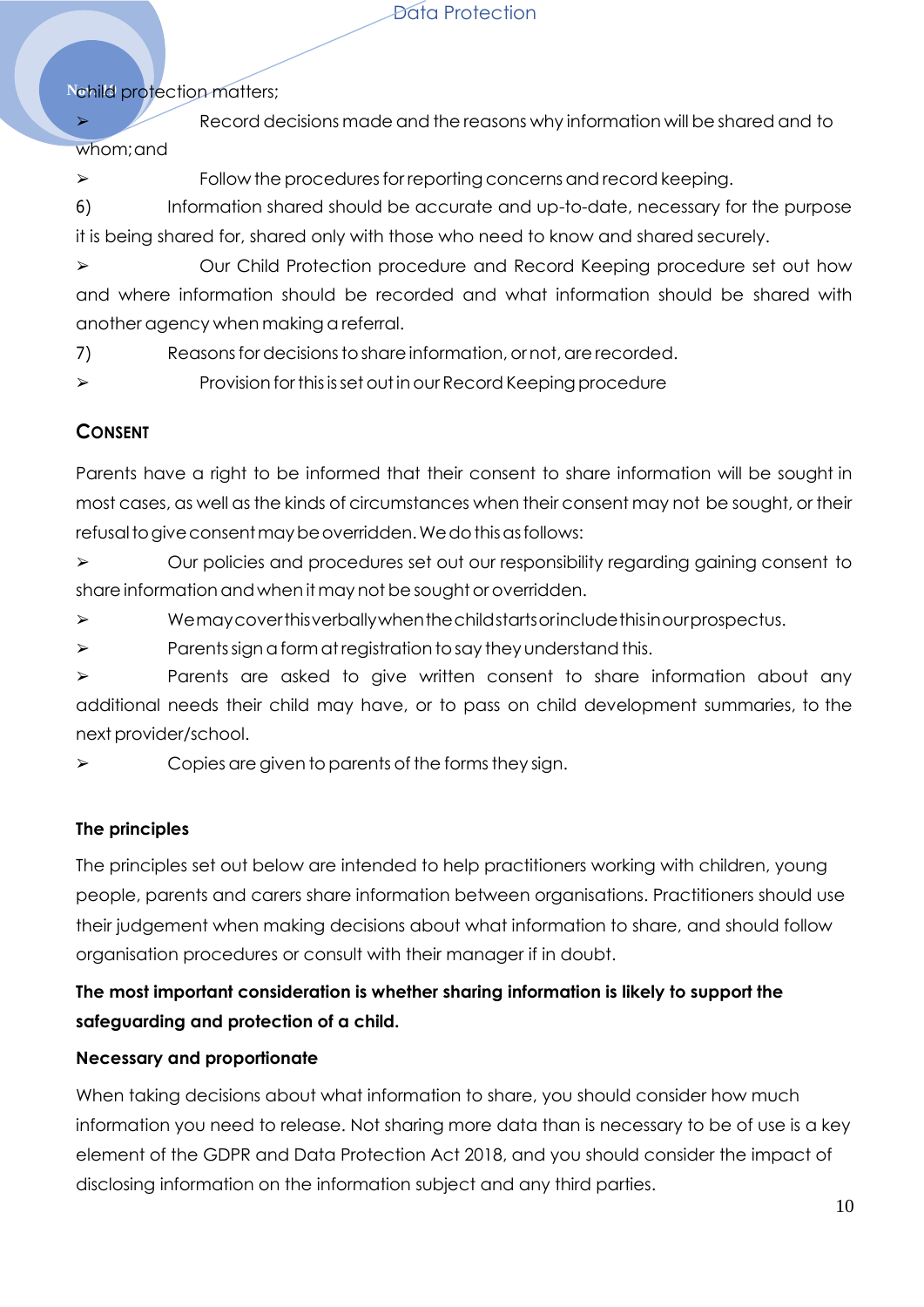child protection matters;

- Record decisions made and the reasons why information will be shared and to whom; and
- Follow the procedures for reporting concerns and record keeping.

6) Information shared should be accurate and up-to-date, necessary for the purpose it is being shared for, shared only with those who need to know and shared securely.

- Our Child Protection procedure and Record Keeping procedure set out how and where information should be recorded and what information should be shared with another agency when making a referral.

7) Reasons for decisions to share information, or not, are recorded.

- Provision for this is set out in our Record Keeping procedure

## CONSENT

Parents have a right to be informed that their consent to share information will be sought in most cases, as well as the kinds of circumstances when their consent may not be sought, or their refusal to give consent may be overridden. We do this as follows:

- Our policies and procedures set out our responsibility regarding gaining consent to share information and when it may not be sought or overridden.
- We may cover this verbally when the child starts or include this in our prospectus.
- Parents sign a form at registration to say they understand this.
- Parents are asked to give written consent to share information about any additional needs their child may have, or to pass on child development summaries, to the next provider/school.
- Copies are given to parents of the forms they sign.

### The principles

The principles set out below are intended to help practitioners working with children, young people, parents and carers share information between organisations. Practitioners should use their judgement when making decisions about what information to share, and should follow organisation procedures or consult with their manager if in doubt.

**The most important consideration is whether sharing information is likely to support the safeguarding and protection of a child.**

**Necessary and proportionate**

When taking decisions about what information to share, you should consider how much information you need to release. Not sharing more data than is necessary to be of use is a key element of the GDPR and Data Protection Act 2018, and you should consider the impact of disclosing information on the information subject and any third parties.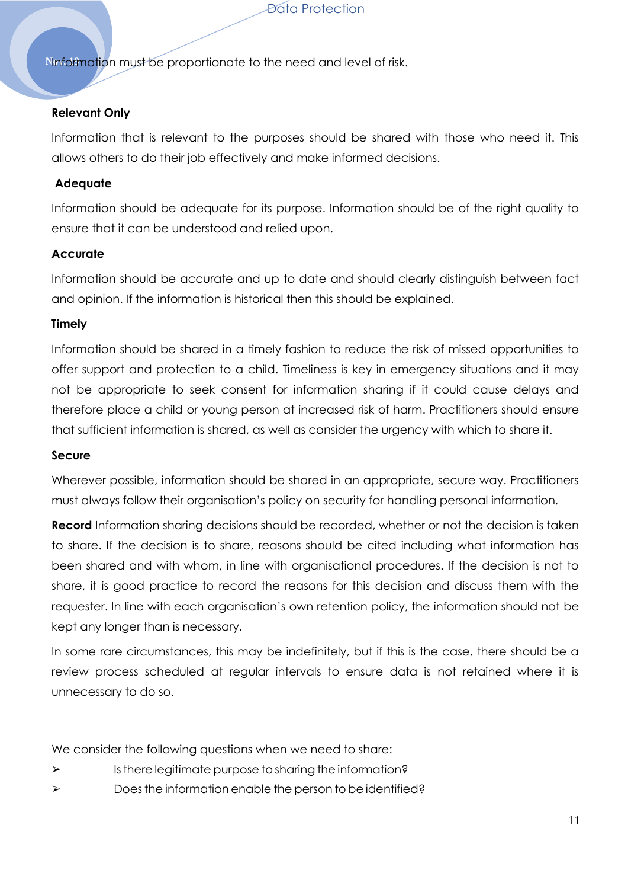Information must be proportionate to the need and level of risk.

**Relevant Only**

Information that is relevant to the purposes should be shared with those who need it. This allows others to do their job effectively and make informed decisions.

**Adequate**

Information should be adequate for its purpose. Information should be of the right quality to ensure that it can be understood and relied upon.

**Accurate**

Information should be accurate and up to date and should clearly distinguish between fact and opinion. If the information is historical then this should be explained.

**Timely**

Information should be shared in a timely fashion to reduce the risk of missed opportunities to offer support and protection to a child. Timeliness is key in emergency situations and it may not be appropriate to seek consent for information sharing if it could cause delays and therefore place a child or young person at increased risk of harm. Practitioners should ensure that sufficient information is shared, as well as consider the urgency with which to share it.

**Secure**

Wherever possible, information should be shared in an appropriate, secure way. Practitioners must always follow their organisation's policy on security for handling personal information.

**Record** Information sharing decisions should be recorded, whether or not the decision is taken to share. If the decision is to share, reasons should be cited including what information has been shared and with whom, in line with organisational procedures. If the decision is not to share, it is good practice to record the reasons for this decision and discuss them with the requester. In line with each organisation's own retention policy, the information should not be kept any longer than is necessary.

In some rare circumstances, this may be indefinitely, but if this is the case, there should be a review process scheduled at regular intervals to ensure data is not retained where it is unnecessary to do so.

We consider the following questions when we need to share:

- Is there legitimate purpose to sharing the information?
- Does the information enable the person to be identified?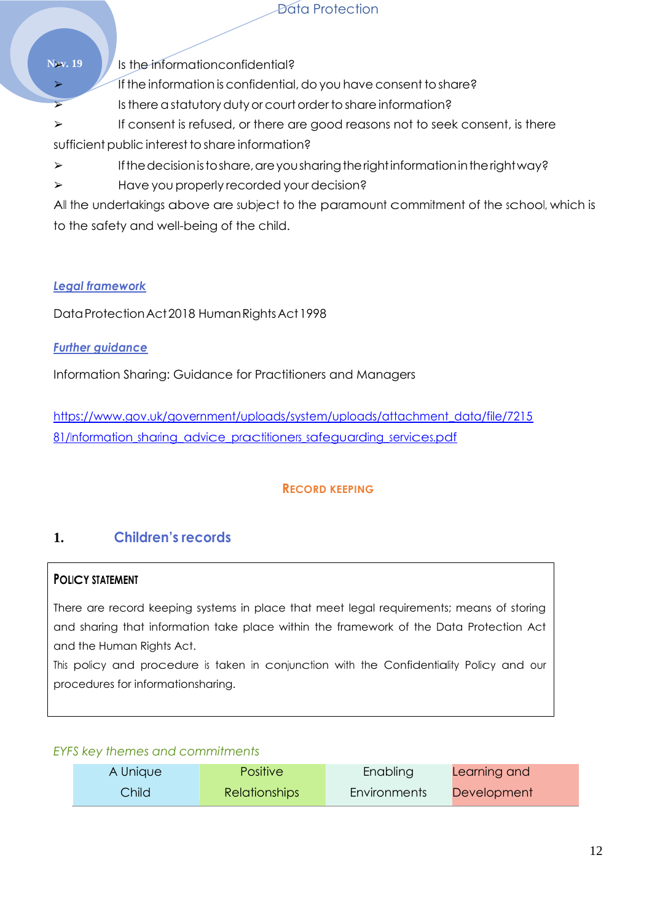- Is the information confidential?
- If the information is confidential, do you have consent to share?
- Is there a statutory duty or court order to share information?
- If consent is refused, or there are good reasons not to seek consent, is there sufficient public interest to share information?
- If the decision is to share, are you sharing the right information in the right way?
- Have you properly recorded your decision?

All the undertakings above are subject to the paramount commitment of the school, which is to the safety and well-being of the child.

***Legal framework***

Data Protection Act 2018 Human Rights Act 1998

***Further guidance***

Information Sharing: Guidance for Practitioners and Managers

https://www.gov.uk/government/uploads/system/uploads/attachment_data/file/721581/Information_sharing_advice_practitioners_safeguarding_services.pdf

## RECORD KEEPING

### 1. Children's records

**POLICY STATEMENT**

There are record keeping systems in place that meet legal requirements; means of storing and sharing that information take place within the framework of the Data Protection Act and the Human Rights Act.

This policy and procedure is taken in conjunction with the Confidentiality Policy and our procedures for informationsharing.

*EYFS key themes and commitments*

| A Unique Child | Positive Relationships | Enabling Environments | Learning and Development |
|---|---|---|---|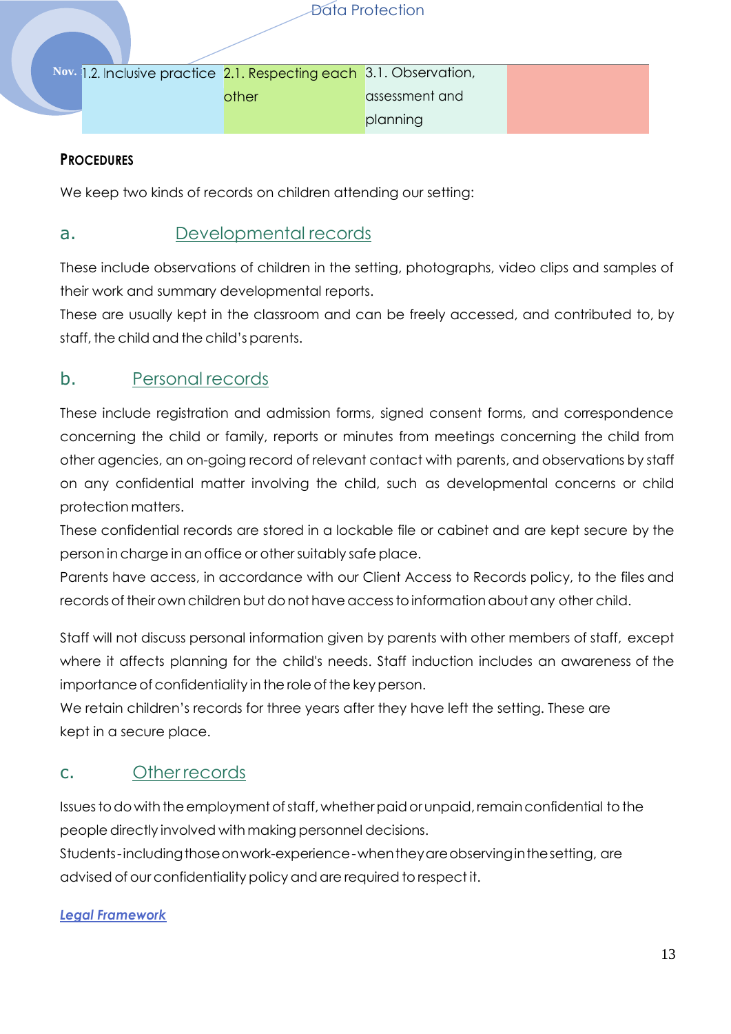| Nov. 1.2. Inclusive practice | 2.1. Respecting each other | 3.1. Observation, assessment and planning | |
|---|---|---|---|

**PROCEDURES**

We keep two kinds of records on children attending our setting:

## a. Developmental records

These include observations of children in the setting, photographs, video clips and samples of their work and summary developmental reports.

These are usually kept in the classroom and can be freely accessed, and contributed to, by staff, the child and the child's parents.

## b. Personal records

These include registration and admission forms, signed consent forms, and correspondence concerning the child or family, reports or minutes from meetings concerning the child from other agencies, an on-going record of relevant contact with parents, and observations by staff on any confidential matter involving the child, such as developmental concerns or child protection matters.

These confidential records are stored in a lockable file or cabinet and are kept secure by the person in charge in an office or other suitably safe place.

Parents have access, in accordance with our Client Access to Records policy, to the files and records of their own children but do not have access to information about any other child.

Staff will not discuss personal information given by parents with other members of staff, except where it affects planning for the child's needs. Staff induction includes an awareness of the importance of confidentiality in the role of the key person.

We retain children's records for three years after they have left the setting. These are kept in a secure place.

## c. Other records

Issues to do with the employment of staff, whether paid or unpaid, remain confidential to the people directly involved with making personnel decisions.

Students - including those on work-experience - when they are observing in the setting, are advised of our confidentiality policy and are required to respect it.

***Legal Framework***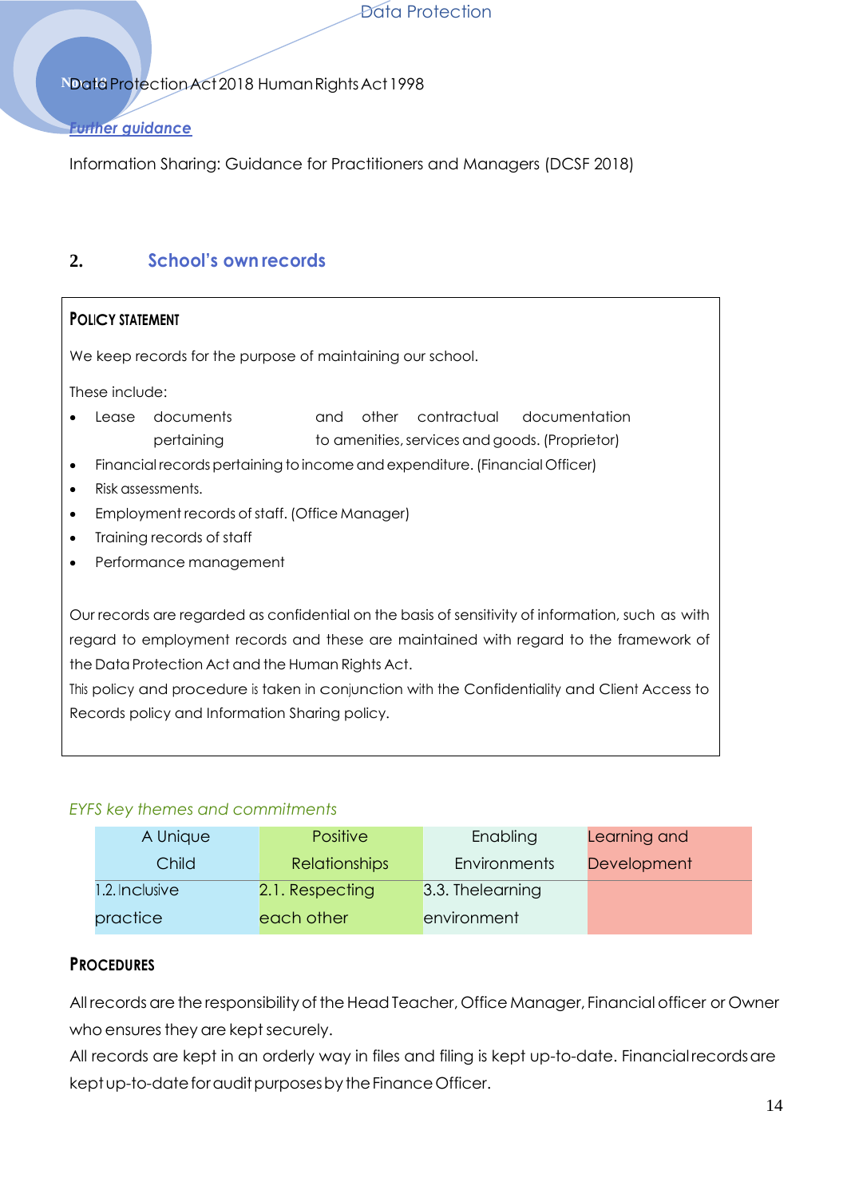Data Protection Act 2018 Human Rights Act 1998

*Further guidance*

Information Sharing: Guidance for Practitioners and Managers (DCSF 2018)

## 2. School's own records

**POLICY STATEMENT**

We keep records for the purpose of maintaining our school.

These include:

- Lease documents and other contractual documentation pertaining to amenities, services and goods. (Proprietor)
- Financial records pertaining to income and expenditure. (Financial Officer)
- Risk assessments.
- Employment records of staff. (Office Manager)
- Training records of staff
- Performance management

Our records are regarded as confidential on the basis of sensitivity of information, such as with regard to employment records and these are maintained with regard to the framework of the Data Protection Act and the Human Rights Act.
This policy and procedure is taken in conjunction with the Confidentiality and Client Access to Records policy and Information Sharing policy.

*EYFS key themes and commitments*

| A Unique Child | Positive Relationships | Enabling Environments | Learning and Development |
|---|---|---|---|
| 1.2. Inclusive practice | 2.1. Respecting each other | 3.3. Thelearning environment | |

**PROCEDURES**

All records are the responsibility of the Head Teacher, Office Manager, Financial officer or Owner who ensures they are kept securely.
All records are kept in an orderly way in files and filing is kept up-to-date. Financial records are kept up-to-date for audit purposes by the Finance Officer.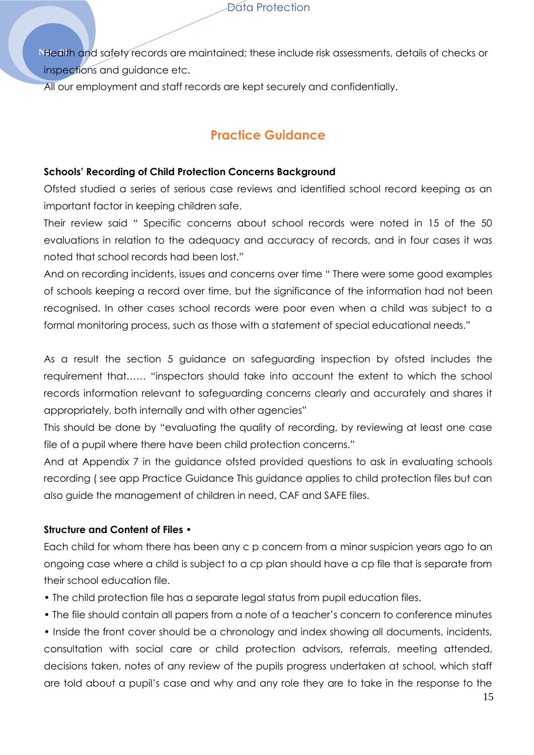Health and safety records are maintained; these include risk assessments, details of checks or inspections and guidance etc.

All our employment and staff records are kept securely and confidentially.

## Practice Guidance

**Schools' Recording of Child Protection Concerns Background**

Ofsted studied a series of serious case reviews and identified school record keeping as an important factor in keeping children safe.

Their review said " Specific concerns about school records were noted in 15 of the 50 evaluations in relation to the adequacy and accuracy of records, and in four cases it was noted that school records had been lost."

And on recording incidents, issues and concerns over time " There were some good examples of schools keeping a record over time, but the significance of the information had not been recognised. In other cases school records were poor even when a child was subject to a formal monitoring process, such as those with a statement of special educational needs."

As a result the section 5 guidance on safeguarding inspection by ofsted includes the requirement that...... "inspectors should take into account the extent to which the school records information relevant to safeguarding concerns clearly and accurately and shares it appropriately, both internally and with other agencies"

This should be done by "evaluating the quality of recording, by reviewing at least one case file of a pupil where there have been child protection concerns."

And at Appendix 7 in the guidance ofsted provided questions to ask in evaluating schools recording ( see app Practice Guidance This guidance applies to child protection files but can also guide the management of children in need, CAF and SAFE files.

**Structure and Content of Files •**

Each child for whom there has been any c p concern from a minor suspicion years ago to an ongoing case where a child is subject to a cp plan should have a cp file that is separate from their school education file.

- The child protection file has a separate legal status from pupil education files.
- The file should contain all papers from a note of a teacher's concern to conference minutes
- Inside the front cover should be a chronology and index showing all documents, incidents, consultation with social care or child protection advisors, referrals, meeting attended, decisions taken, notes of any review of the pupils progress undertaken at school, which staff are told about a pupil's case and why and any role they are to take in the response to the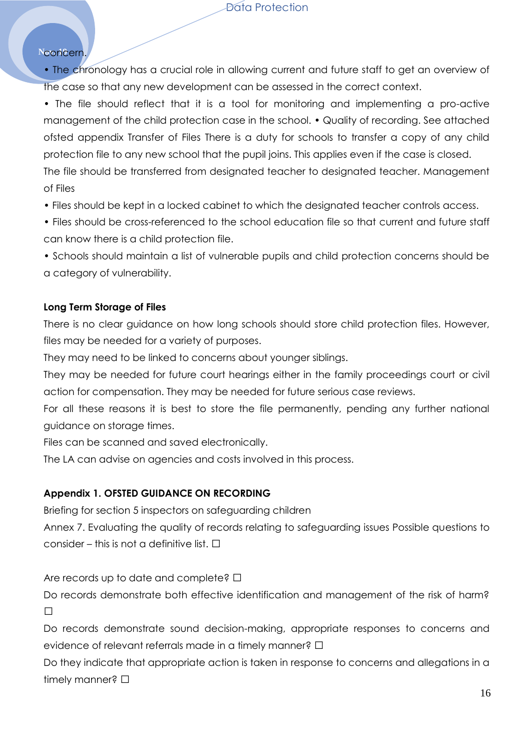concern.

• The chronology has a crucial role in allowing current and future staff to get an overview of the case so that any new development can be assessed in the correct context.

• The file should reflect that it is a tool for monitoring and implementing a pro-active management of the child protection case in the school. • Quality of recording. See attached ofsted appendix Transfer of Files There is a duty for schools to transfer a copy of any child protection file to any new school that the pupil joins. This applies even if the case is closed. The file should be transferred from designated teacher to designated teacher. Management of Files

• Files should be kept in a locked cabinet to which the designated teacher controls access.

• Files should be cross-referenced to the school education file so that current and future staff can know there is a child protection file.

• Schools should maintain a list of vulnerable pupils and child protection concerns should be a category of vulnerability.

**Long Term Storage of Files**

There is no clear guidance on how long schools should store child protection files. However, files may be needed for a variety of purposes.

They may need to be linked to concerns about younger siblings.

They may be needed for future court hearings either in the family proceedings court or civil action for compensation. They may be needed for future serious case reviews.

For all these reasons it is best to store the file permanently, pending any further national guidance on storage times.

Files can be scanned and saved electronically.

The LA can advise on agencies and costs involved in this process.

**Appendix 1. OFSTED GUIDANCE ON RECORDING**

Briefing for section 5 inspectors on safeguarding children

Annex 7. Evaluating the quality of records relating to safeguarding issues Possible questions to consider – this is not a definitive list. ☐

Are records up to date and complete? ☐

Do records demonstrate both effective identification and management of the risk of harm? ☐

Do records demonstrate sound decision-making, appropriate responses to concerns and evidence of relevant referrals made in a timely manner? ☐

Do they indicate that appropriate action is taken in response to concerns and allegations in a timely manner? ☐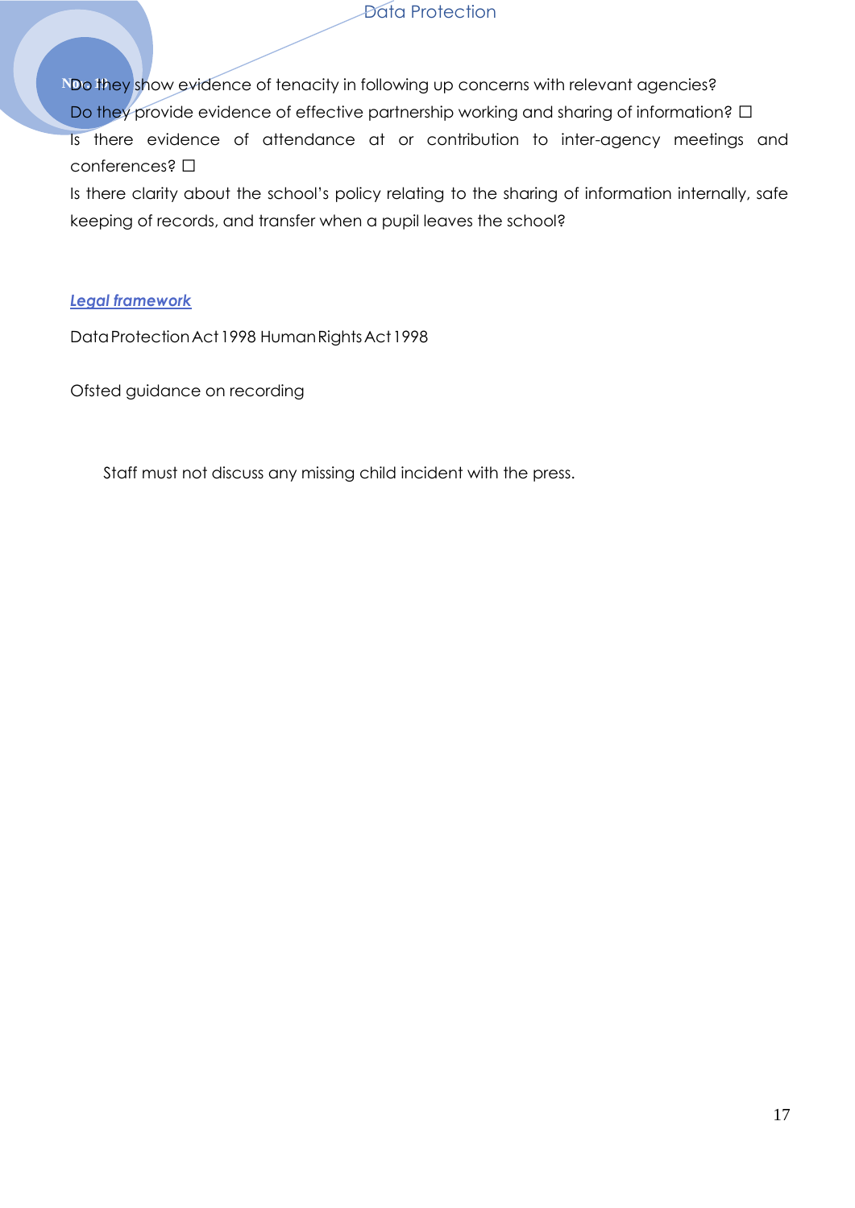Do they show evidence of tenacity in following up concerns with relevant agencies?

Do they provide evidence of effective partnership working and sharing of information? ☐

Is there evidence of attendance at or contribution to inter-agency meetings and conferences? ☐

Is there clarity about the school's policy relating to the sharing of information internally, safe keeping of records, and transfer when a pupil leaves the school?

***Legal framework***

Data Protection Act 1998 Human Rights Act 1998

Ofsted guidance on recording

Staff must not discuss any missing child incident with the press.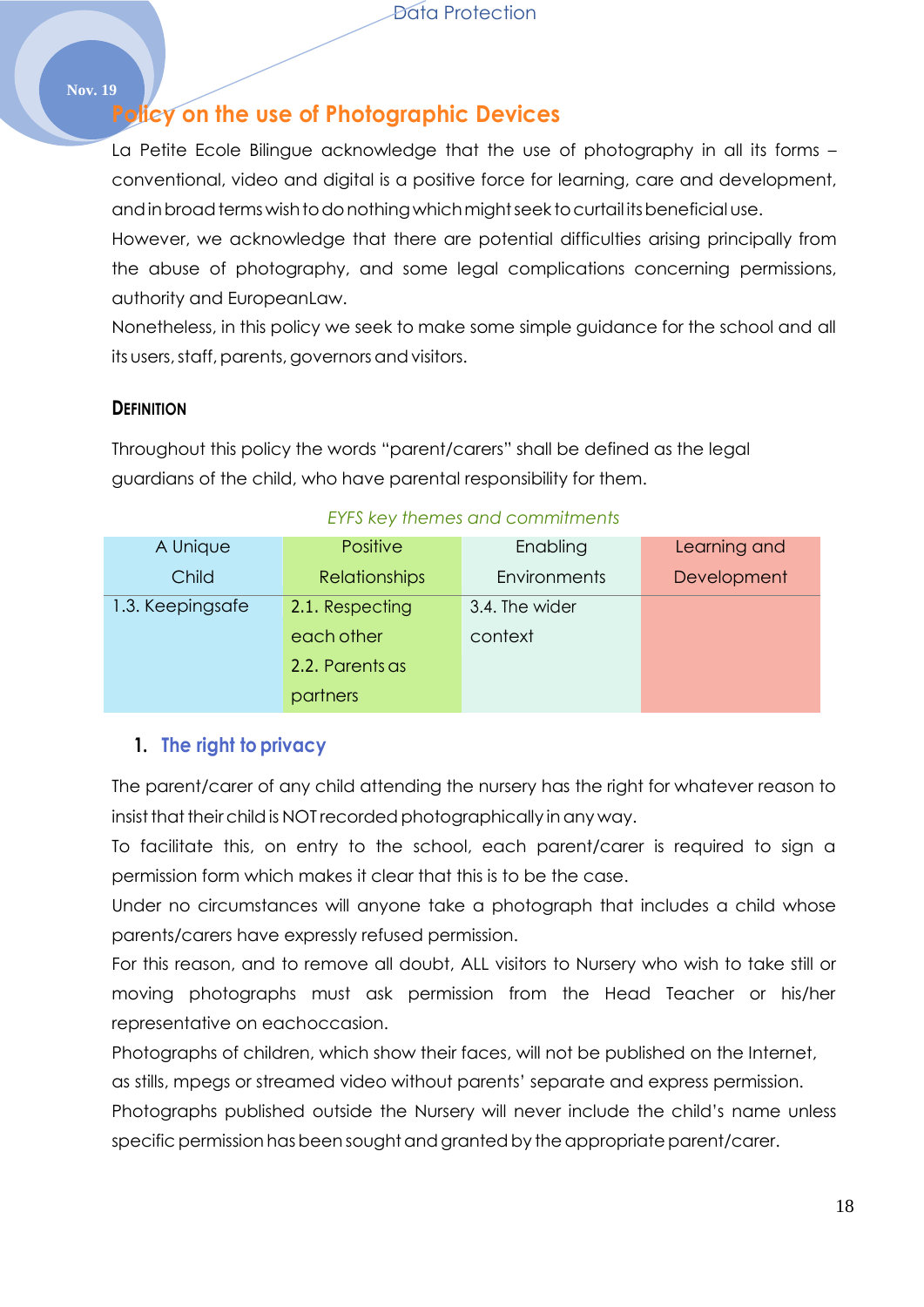## Policy on the use of Photographic Devices

La Petite Ecole Bilingue acknowledge that the use of photography in all its forms – conventional, video and digital is a positive force for learning, care and development, and in broad terms wish to do nothing which might seek to curtail its beneficial use.

However, we acknowledge that there are potential difficulties arising principally from the abuse of photography, and some legal complications concerning permissions, authority and EuropeanLaw.

Nonetheless, in this policy we seek to make some simple guidance for the school and all its users, staff, parents, governors and visitors.

### Definition

Throughout this policy the words "parent/carers" shall be defined as the legal guardians of the child, who have parental responsibility for them.

*EYFS key themes and commitments*

| A Unique Child | Positive Relationships | Enabling Environments | Learning and Development |
|---|---|---|---|
| 1.3. Keepingsafe | 2.1. Respecting each other<br>2.2. Parents as partners | 3.4. The wider context | |

### 1. The right to privacy

The parent/carer of any child attending the nursery has the right for whatever reason to insist that their child is NOT recorded photographically in any way.

To facilitate this, on entry to the school, each parent/carer is required to sign a permission form which makes it clear that this is to be the case.

Under no circumstances will anyone take a photograph that includes a child whose parents/carers have expressly refused permission.

For this reason, and to remove all doubt, ALL visitors to Nursery who wish to take still or moving photographs must ask permission from the Head Teacher or his/her representative on eachoccasion.

Photographs of children, which show their faces, will not be published on the Internet, as stills, mpegs or streamed video without parents' separate and express permission.

Photographs published outside the Nursery will never include the child's name unless specific permission has been sought and granted by the appropriate parent/carer.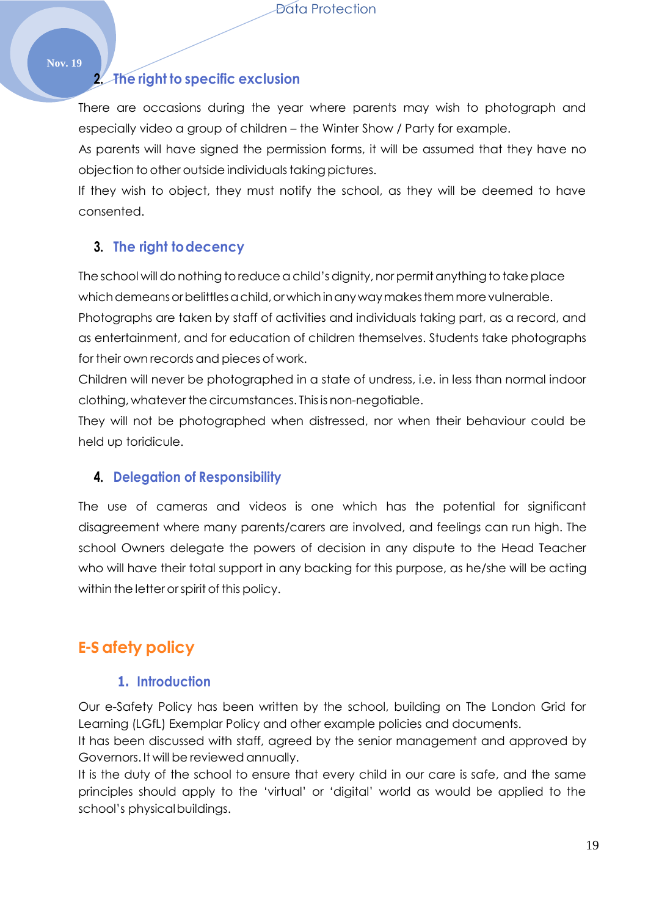## 2. The right to specific exclusion

There are occasions during the year where parents may wish to photograph and especially video a group of children – the Winter Show / Party for example.

As parents will have signed the permission forms, it will be assumed that they have no objection to other outside individuals taking pictures.

If they wish to object, they must notify the school, as they will be deemed to have consented.

## 3. The right to decency

The school will do nothing to reduce a child's dignity, nor permit anything to take place which demeans or belittles a child, or which in any way makes them more vulnerable.

Photographs are taken by staff of activities and individuals taking part, as a record, and as entertainment, and for education of children themselves. Students take photographs for their own records and pieces of work.

Children will never be photographed in a state of undress, i.e. in less than normal indoor clothing, whatever the circumstances. This is non-negotiable.

They will not be photographed when distressed, nor when their behaviour could be held up toridicule.

## 4. Delegation of Responsibility

The use of cameras and videos is one which has the potential for significant disagreement where many parents/carers are involved, and feelings can run high. The school Owners delegate the powers of decision in any dispute to the Head Teacher who will have their total support in any backing for this purpose, as he/she will be acting within the letter or spirit of this policy.

# E-S afety policy

## 1. Introduction

Our e-Safety Policy has been written by the school, building on The London Grid for Learning (LGfL) Exemplar Policy and other example policies and documents.

It has been discussed with staff, agreed by the senior management and approved by Governors. It will be reviewed annually.

It is the duty of the school to ensure that every child in our care is safe, and the same principles should apply to the 'virtual' or 'digital' world as would be applied to the school's physical buildings.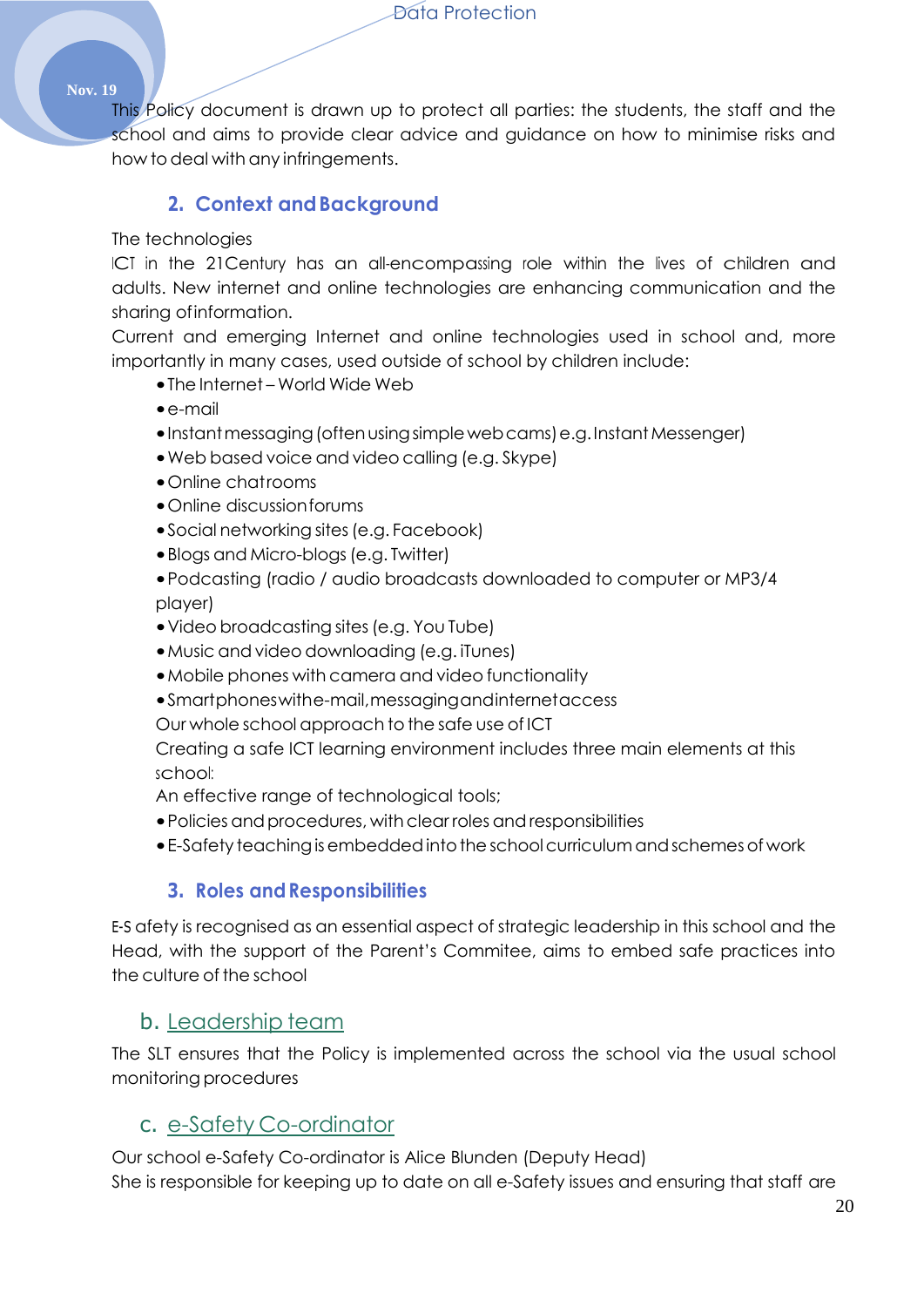This Policy document is drawn up to protect all parties: the students, the staff and the school and aims to provide clear advice and guidance on how to minimise risks and how to deal with any infringements.

## 2. Context and Background

The technologies

ICT in the 21Century has an all-encompassing role within the lives of children and adults. New internet and online technologies are enhancing communication and the sharing of information.

Current and emerging Internet and online technologies used in school and, more importantly in many cases, used outside of school by children include:

- The Internet – World Wide Web
- e-mail
- Instant messaging (often using simple web cams) e.g. Instant Messenger)
- Web based voice and video calling (e.g. Skype)
- Online chatrooms
- Online discussion forums
- Social networking sites (e.g. Facebook)
- Blogs and Micro-blogs (e.g. Twitter)
- Podcasting (radio / audio broadcasts downloaded to computer or MP3/4 player)
- Video broadcasting sites (e.g. You Tube)
- Music and video downloading (e.g. iTunes)
- Mobile phones with camera and video functionality
- Smartphones with e-mail, messaging and internet access

Our whole school approach to the safe use of ICT

Creating a safe ICT learning environment includes three main elements at this school:

An effective range of technological tools;

- Policies and procedures, with clear roles and responsibilities
- E-Safety teaching is embedded into the school curriculum and schemes of work

## 3. Roles and Responsibilities

E-S afety is recognised as an essential aspect of strategic leadership in this school and the Head, with the support of the Parent's Commitee, aims to embed safe practices into the culture of the school

### b. Leadership team

The SLT ensures that the Policy is implemented across the school via the usual school monitoring procedures

### c. e-Safety Co-ordinator

Our school e-Safety Co-ordinator is Alice Blunden (Deputy Head)

She is responsible for keeping up to date on all e-Safety issues and ensuring that staff are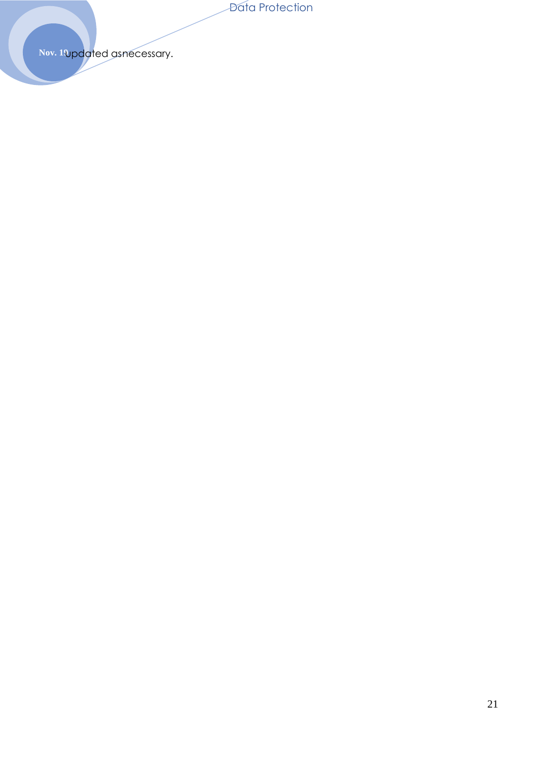updated asnecessary.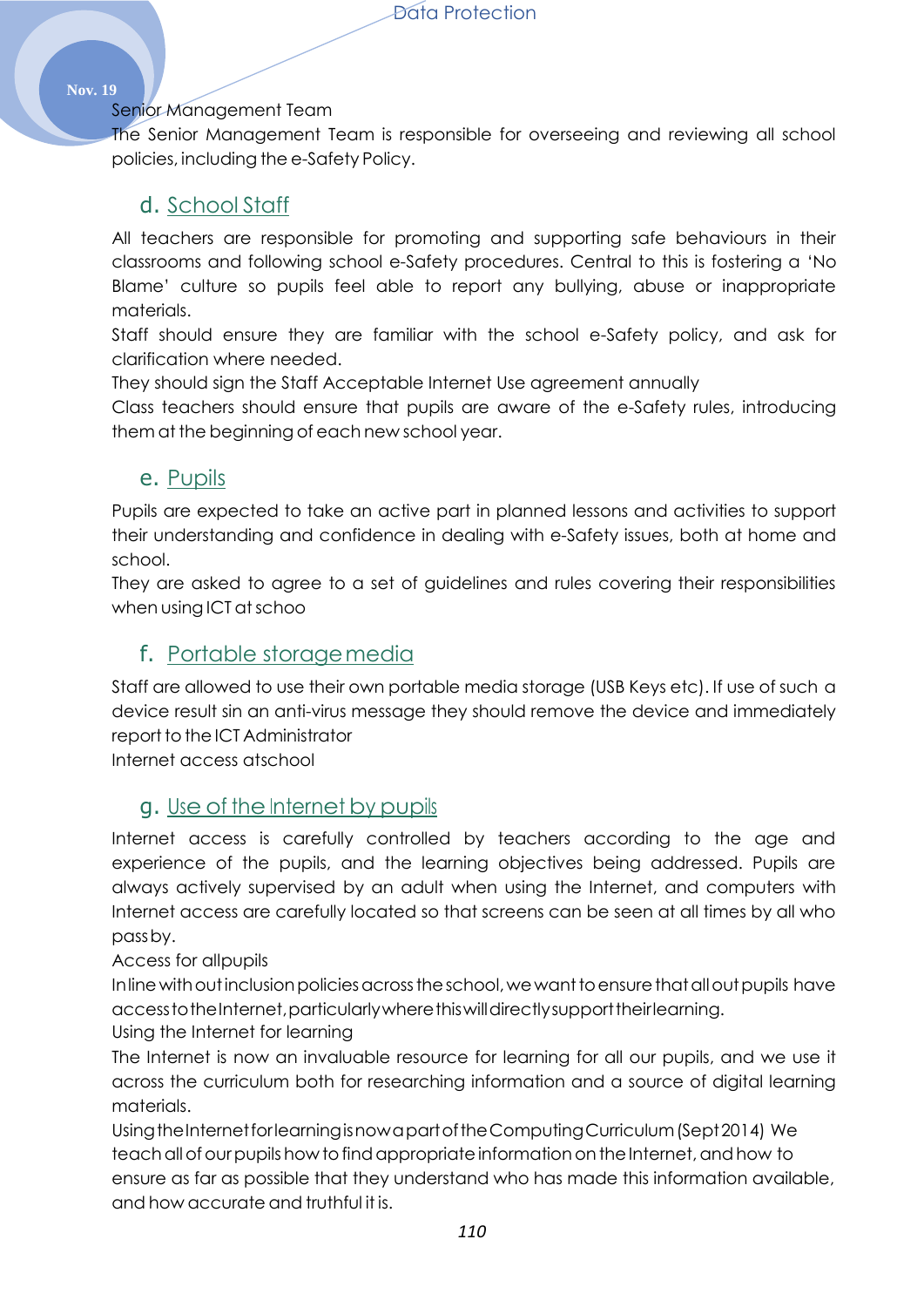Senior Management Team

The Senior Management Team is responsible for overseeing and reviewing all school policies, including the e-Safety Policy.

## d. School Staff

All teachers are responsible for promoting and supporting safe behaviours in their classrooms and following school e-Safety procedures. Central to this is fostering a 'No Blame' culture so pupils feel able to report any bullying, abuse or inappropriate materials.

Staff should ensure they are familiar with the school e-Safety policy, and ask for clarification where needed.

They should sign the Staff Acceptable Internet Use agreement annually

Class teachers should ensure that pupils are aware of the e-Safety rules, introducing them at the beginning of each new school year.

## e. Pupils

Pupils are expected to take an active part in planned lessons and activities to support their understanding and confidence in dealing with e-Safety issues, both at home and school.

They are asked to agree to a set of guidelines and rules covering their responsibilities when using ICT at schoo

## f. Portable storage media

Staff are allowed to use their own portable media storage (USB Keys etc). If use of such a device result sin an anti-virus message they should remove the device and immediately report to the ICT Administrator

Internet access atschool

## g. Use of the Internet by pupils

Internet access is carefully controlled by teachers according to the age and experience of the pupils, and the learning objectives being addressed. Pupils are always actively supervised by an adult when using the Internet, and computers with Internet access are carefully located so that screens can be seen at all times by all who pass by.

Access for allpupils

Inline with outinclusion policies across the school, we want to ensure that all out pupils have access to the Internet, particularly where this will directly support their learning.

Using the Internet for learning

The Internet is now an invaluable resource for learning for all our pupils, and we use it across the curriculum both for researching information and a source of digital learning materials.

Using the Internet for learning is now a part of the Computing Curriculum (Sept 2014) We teach all of our pupils how to find appropriate information on the Internet, and how to ensure as far as possible that they understand who has made this information available, and how accurate and truthful it is.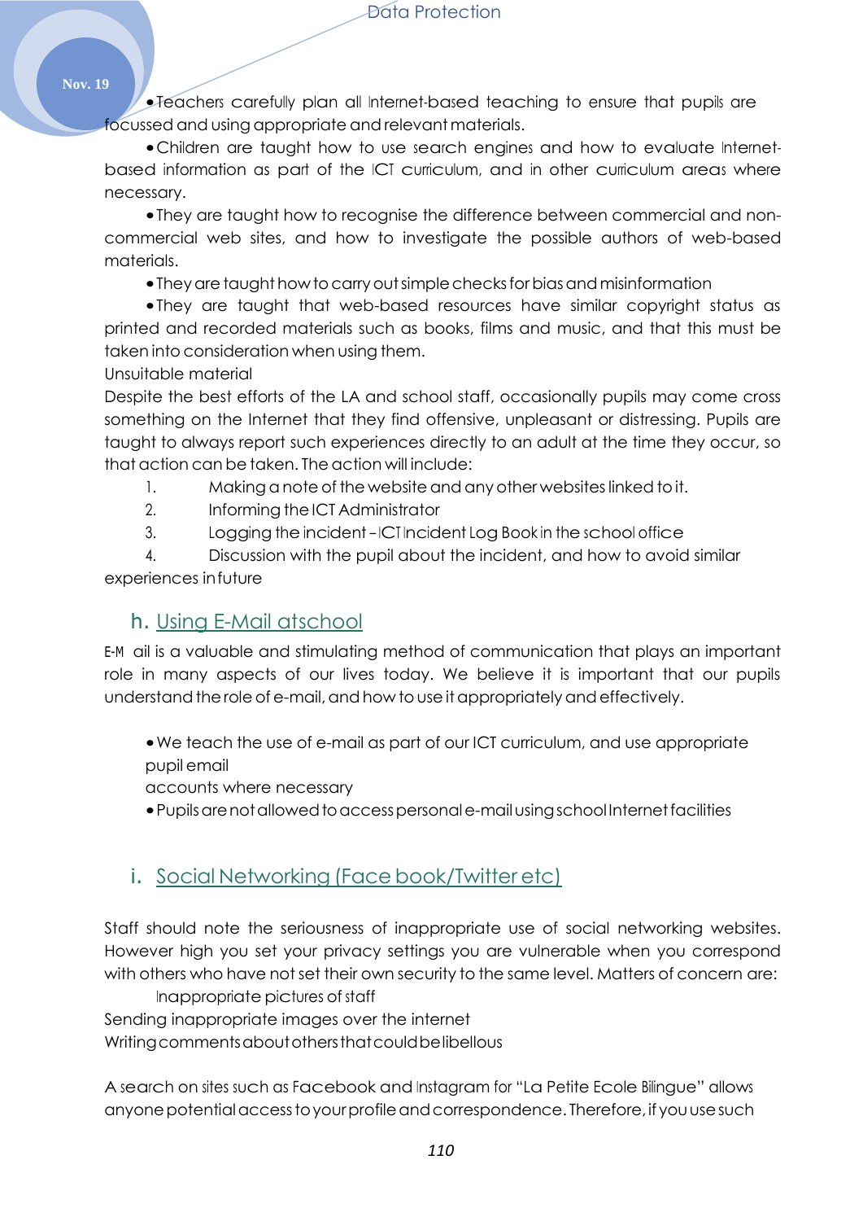- Teachers carefully plan all Internet-based teaching to ensure that pupils are focussed and using appropriate and relevant materials.
- Children are taught how to use search engines and how to evaluate Internet-based information as part of the ICT curriculum, and in other curriculum areas where necessary.
- They are taught how to recognise the difference between commercial and non-commercial web sites, and how to investigate the possible authors of web-based materials.
- They are taught how to carry out simple checks for bias and misinformation
- They are taught that web-based resources have similar copyright status as printed and recorded materials such as books, films and music, and that this must be taken into consideration when using them.

Unsuitable material

Despite the best efforts of the LA and school staff, occasionally pupils may come cross something on the Internet that they find offensive, unpleasant or distressing. Pupils are taught to always report such experiences directly to an adult at the time they occur, so that action can be taken. The action will include:

1. Making a note of the website and any other websites linked to it.
2. Informing the ICT Administrator
3. Logging the incident – ICT Incident Log Book in the school office
4. Discussion with the pupil about the incident, and how to avoid similar experiences in future

## h. Using E-Mail atschool

E-M ail is a valuable and stimulating method of communication that plays an important role in many aspects of our lives today. We believe it is important that our pupils understand the role of e-mail, and how to use it appropriately and effectively.

- We teach the use of e-mail as part of our ICT curriculum, and use appropriate pupil email
  accounts where necessary
- Pupils are not allowed to access personal e-mail using school Internet facilities

## i. Social Networking (Face book/Twitter etc)

Staff should note the seriousness of inappropriate use of social networking websites. However high you set your privacy settings you are vulnerable when you correspond with others who have not set their own security to the same level. Matters of concern are:

Inappropriate pictures of staff

Sending inappropriate images over the internet

Writing comments about others that could be libellous

A search on sites such as Facebook and Instagram for "La Petite Ecole Bilingue" allows anyone potential access to your profile and correspondence. Therefore, if you use such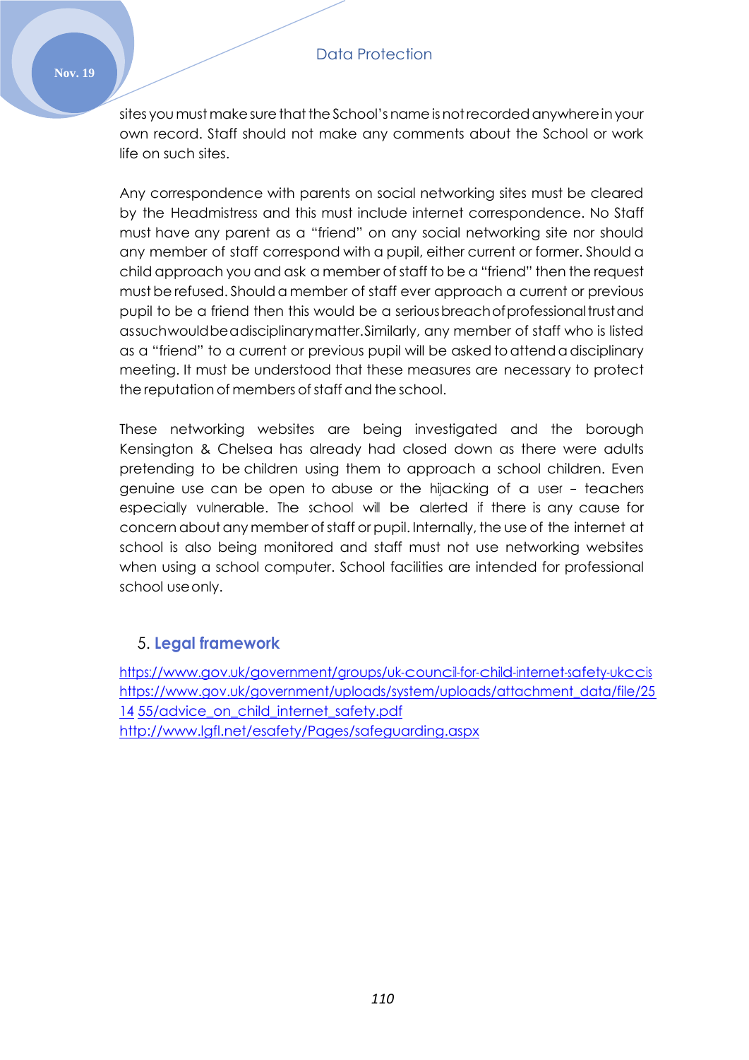sites you must make sure that the School's name is not recorded anywhere in your own record. Staff should not make any comments about the School or work life on such sites.

Any correspondence with parents on social networking sites must be cleared by the Headmistress and this must include internet correspondence. No Staff must have any parent as a "friend" on any social networking site nor should any member of staff correspond with a pupil, either current or former. Should a child approach you and ask a member of staff to be a "friend" then the request must be refused. Should a member of staff ever approach a current or previous pupil to be a friend then this would be a serious breach of professional trust and as such would be a disciplinary matter. Similarly, any member of staff who is listed as a "friend" to a current or previous pupil will be asked to attend a disciplinary meeting. It must be understood that these measures are necessary to protect the reputation of members of staff and the school.

These networking websites are being investigated and the borough Kensington & Chelsea has already had closed down as there were adults pretending to be children using them to approach a school children. Even genuine use can be open to abuse or the hijacking of a user – teachers especially vulnerable. The school will be alerted if there is any cause for concern about any member of staff or pupil. Internally, the use of the internet at school is also being monitored and staff must not use networking websites when using a school computer. School facilities are intended for professional school use only.

## 5. Legal framework

https://www.gov.uk/government/groups/uk-council-for-child-internet-safety-ukccis
https://www.gov.uk/government/uploads/system/uploads/attachment_data/file/25 14 55/advice_on_child_internet_safety.pdf
http://www.lgfl.net/esafety/Pages/safeguarding.aspx